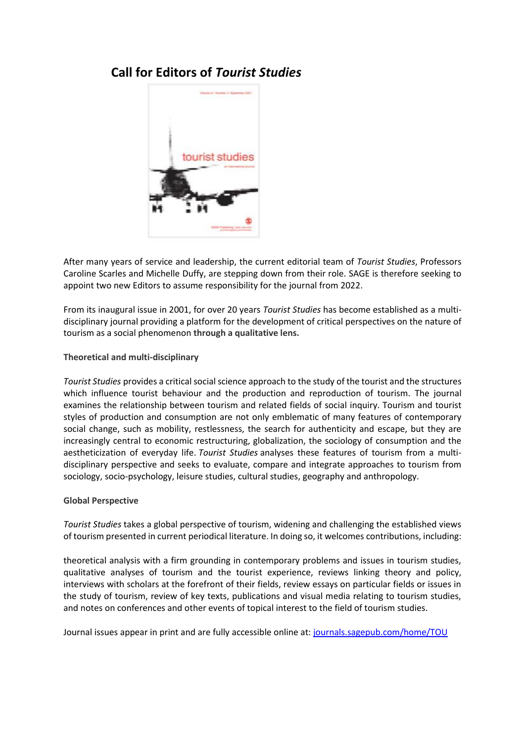# Call for Editors of *Tourist Studies*

After many years of service and leadership, the current editorial team of *Tourist Studies*, Professors Caroline Scarles and Michelle Duffy, are stepping down from their role. SAGE is therefore seeking to appoint two new Editors to assume responsibility for the journal from 2022.

From its inaugural issue in 2001, for over 20 years *Tourist Studies* has become established as a multi-disciplinary journal providing a platform for the development of critical perspectives on the nature of tourism as a social phenomenon **through a qualitative lens.**

**Theoretical and multi-disciplinary**

*Tourist Studies* provides a critical social science approach to the study of the tourist and the structures which influence tourist behaviour and the production and reproduction of tourism. The journal examines the relationship between tourism and related fields of social inquiry. Tourism and tourist styles of production and consumption are not only emblematic of many features of contemporary social change, such as mobility, restlessness, the search for authenticity and escape, but they are increasingly central to economic restructuring, globalization, the sociology of consumption and the aestheticization of everyday life. *Tourist Studies* analyses these features of tourism from a multi-disciplinary perspective and seeks to evaluate, compare and integrate approaches to tourism from sociology, socio-psychology, leisure studies, cultural studies, geography and anthropology.

**Global Perspective**

*Tourist Studies* takes a global perspective of tourism, widening and challenging the established views of tourism presented in current periodical literature. In doing so, it welcomes contributions, including:

theoretical analysis with a firm grounding in contemporary problems and issues in tourism studies, qualitative analyses of tourism and the tourist experience, reviews linking theory and policy, interviews with scholars at the forefront of their fields, review essays on particular fields or issues in the study of tourism, review of key texts, publications and visual media relating to tourism studies, and notes on conferences and other events of topical interest to the field of tourism studies.

Journal issues appear in print and are fully accessible online at: [journals.sagepub.com/home/TOU](journals.sagepub.com/home/TOU)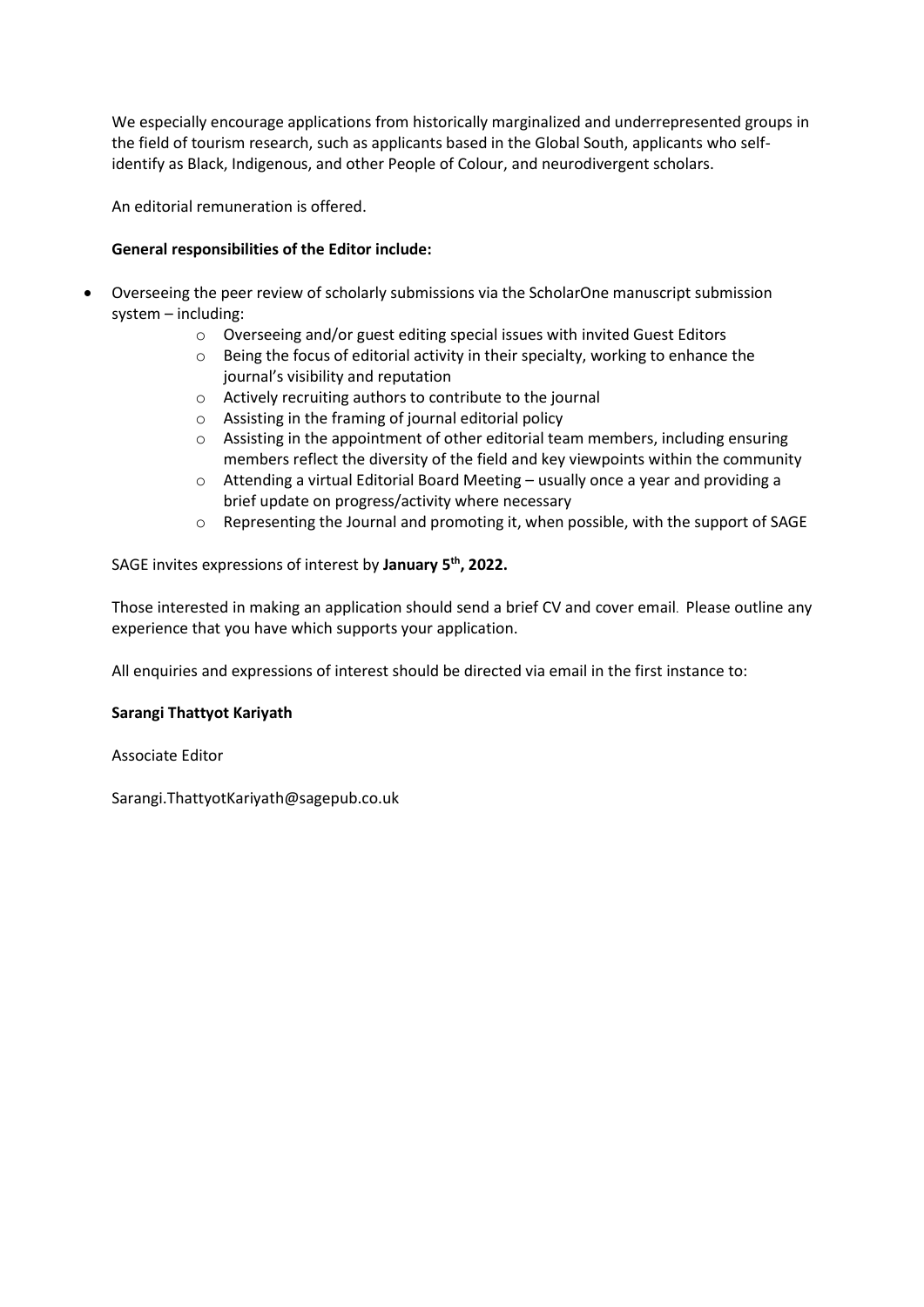We especially encourage applications from historically marginalized and underrepresented groups in the field of tourism research, such as applicants based in the Global South, applicants who self-identify as Black, Indigenous, and other People of Colour, and neurodivergent scholars.

An editorial remuneration is offered.

**General responsibilities of the Editor include:**

- Overseeing the peer review of scholarly submissions via the ScholarOne manuscript submission system – including:
    - Overseeing and/or guest editing special issues with invited Guest Editors
    - Being the focus of editorial activity in their specialty, working to enhance the journal's visibility and reputation
    - Actively recruiting authors to contribute to the journal
    - Assisting in the framing of journal editorial policy
    - Assisting in the appointment of other editorial team members, including ensuring members reflect the diversity of the field and key viewpoints within the community
    - Attending a virtual Editorial Board Meeting – usually once a year and providing a brief update on progress/activity where necessary
    - Representing the Journal and promoting it, when possible, with the support of SAGE

SAGE invites expressions of interest by **January 5th, 2022.**

Those interested in making an application should send a brief CV and cover email. Please outline any experience that you have which supports your application.

All enquiries and expressions of interest should be directed via email in the first instance to:

**Sarangi Thattyot Kariyath**

Associate Editor

Sarangi.ThattyotKariyath@sagepub.co.uk